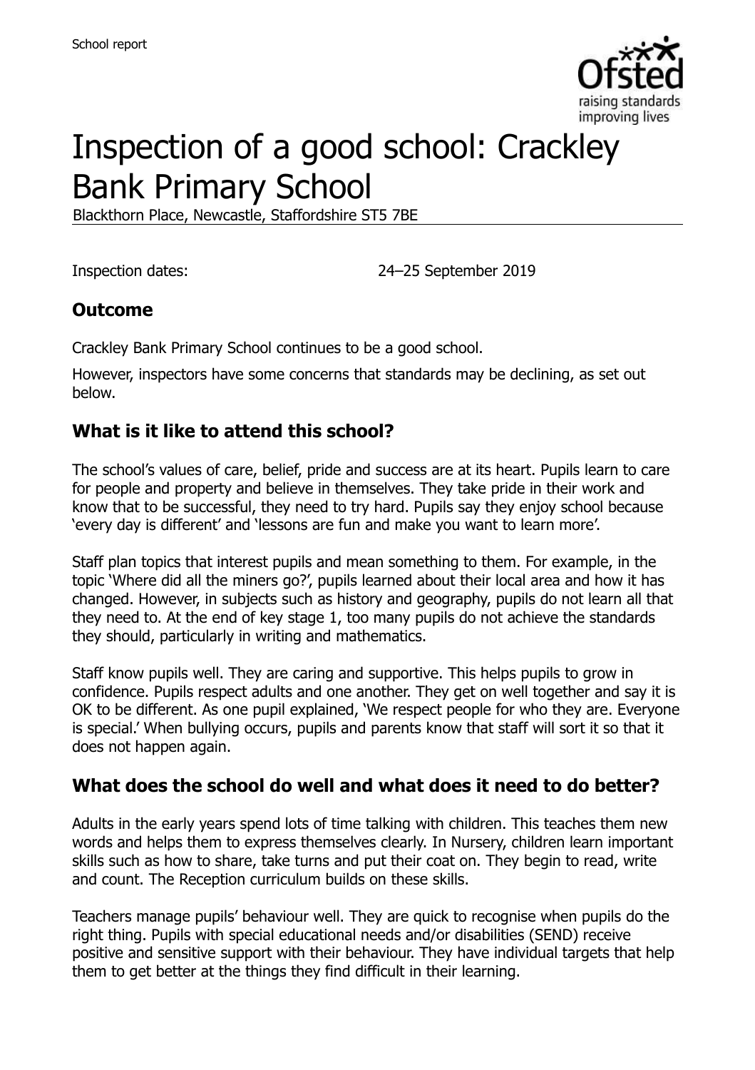# Inspection of a good school: Crackley Bank Primary School

Blackthorn Place, Newcastle, Staffordshire ST5 7BE

Inspection dates: 24–25 September 2019

## Outcome

Crackley Bank Primary School continues to be a good school.

However, inspectors have some concerns that standards may be declining, as set out below.

## What is it like to attend this school?

The school's values of care, belief, pride and success are at its heart. Pupils learn to care for people and property and believe in themselves. They take pride in their work and know that to be successful, they need to try hard. Pupils say they enjoy school because 'every day is different' and 'lessons are fun and make you want to learn more'.

Staff plan topics that interest pupils and mean something to them. For example, in the topic 'Where did all the miners go?', pupils learned about their local area and how it has changed. However, in subjects such as history and geography, pupils do not learn all that they need to. At the end of key stage 1, too many pupils do not achieve the standards they should, particularly in writing and mathematics.

Staff know pupils well. They are caring and supportive. This helps pupils to grow in confidence. Pupils respect adults and one another. They get on well together and say it is OK to be different. As one pupil explained, 'We respect people for who they are. Everyone is special.' When bullying occurs, pupils and parents know that staff will sort it so that it does not happen again.

## What does the school do well and what does it need to do better?

Adults in the early years spend lots of time talking with children. This teaches them new words and helps them to express themselves clearly. In Nursery, children learn important skills such as how to share, take turns and put their coat on. They begin to read, write and count. The Reception curriculum builds on these skills.

Teachers manage pupils' behaviour well. They are quick to recognise when pupils do the right thing. Pupils with special educational needs and/or disabilities (SEND) receive positive and sensitive support with their behaviour. They have individual targets that help them to get better at the things they find difficult in their learning.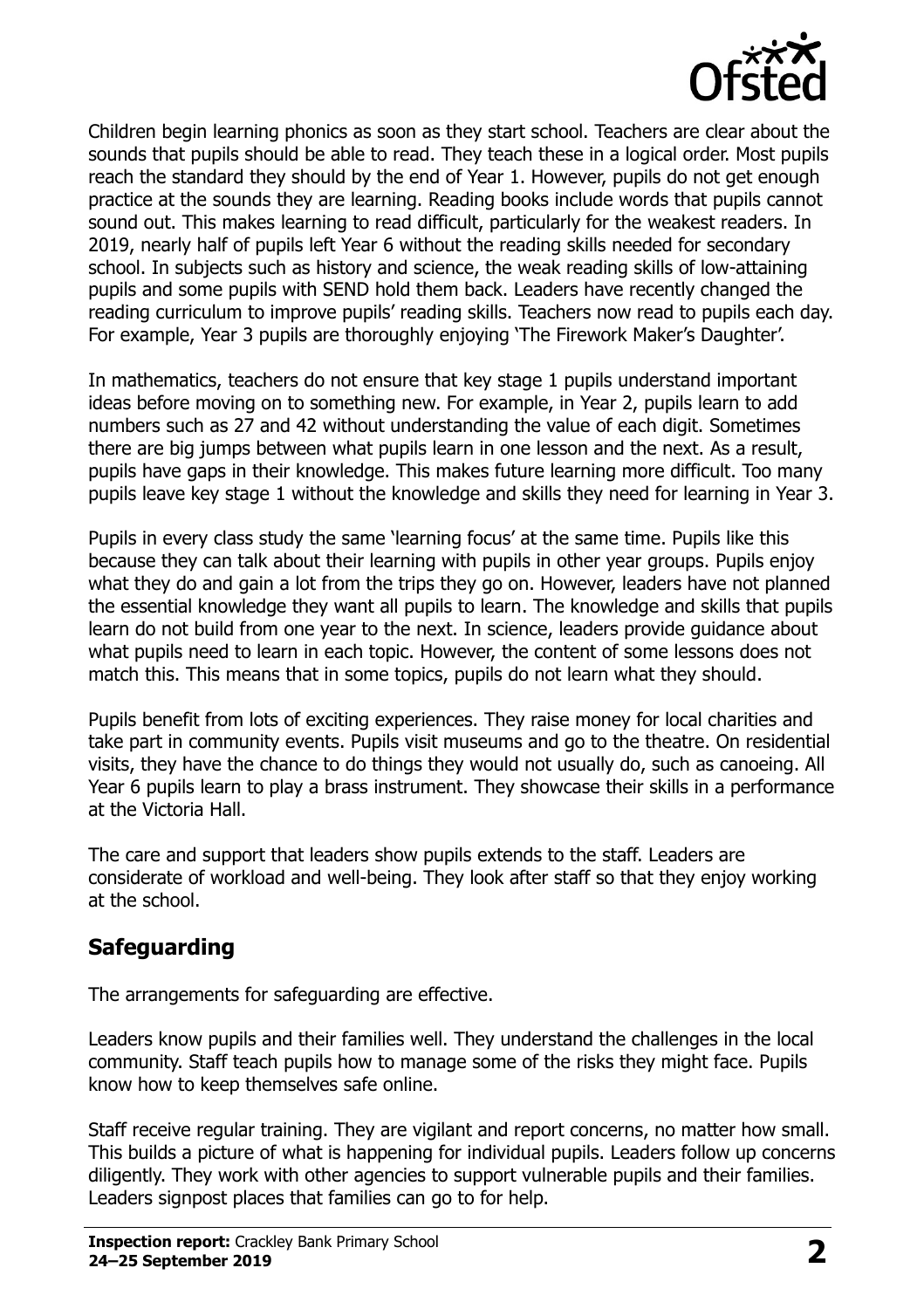Children begin learning phonics as soon as they start school. Teachers are clear about the sounds that pupils should be able to read. They teach these in a logical order. Most pupils reach the standard they should by the end of Year 1. However, pupils do not get enough practice at the sounds they are learning. Reading books include words that pupils cannot sound out. This makes learning to read difficult, particularly for the weakest readers. In 2019, nearly half of pupils left Year 6 without the reading skills needed for secondary school. In subjects such as history and science, the weak reading skills of low-attaining pupils and some pupils with SEND hold them back. Leaders have recently changed the reading curriculum to improve pupils' reading skills. Teachers now read to pupils each day. For example, Year 3 pupils are thoroughly enjoying 'The Firework Maker's Daughter'.

In mathematics, teachers do not ensure that key stage 1 pupils understand important ideas before moving on to something new. For example, in Year 2, pupils learn to add numbers such as 27 and 42 without understanding the value of each digit. Sometimes there are big jumps between what pupils learn in one lesson and the next. As a result, pupils have gaps in their knowledge. This makes future learning more difficult. Too many pupils leave key stage 1 without the knowledge and skills they need for learning in Year 3.

Pupils in every class study the same 'learning focus' at the same time. Pupils like this because they can talk about their learning with pupils in other year groups. Pupils enjoy what they do and gain a lot from the trips they go on. However, leaders have not planned the essential knowledge they want all pupils to learn. The knowledge and skills that pupils learn do not build from one year to the next. In science, leaders provide guidance about what pupils need to learn in each topic. However, the content of some lessons does not match this. This means that in some topics, pupils do not learn what they should.

Pupils benefit from lots of exciting experiences. They raise money for local charities and take part in community events. Pupils visit museums and go to the theatre. On residential visits, they have the chance to do things they would not usually do, such as canoeing. All Year 6 pupils learn to play a brass instrument. They showcase their skills in a performance at the Victoria Hall.

The care and support that leaders show pupils extends to the staff. Leaders are considerate of workload and well-being. They look after staff so that they enjoy working at the school.

## Safeguarding

The arrangements for safeguarding are effective.

Leaders know pupils and their families well. They understand the challenges in the local community. Staff teach pupils how to manage some of the risks they might face. Pupils know how to keep themselves safe online.

Staff receive regular training. They are vigilant and report concerns, no matter how small. This builds a picture of what is happening for individual pupils. Leaders follow up concerns diligently. They work with other agencies to support vulnerable pupils and their families. Leaders signpost places that families can go to for help.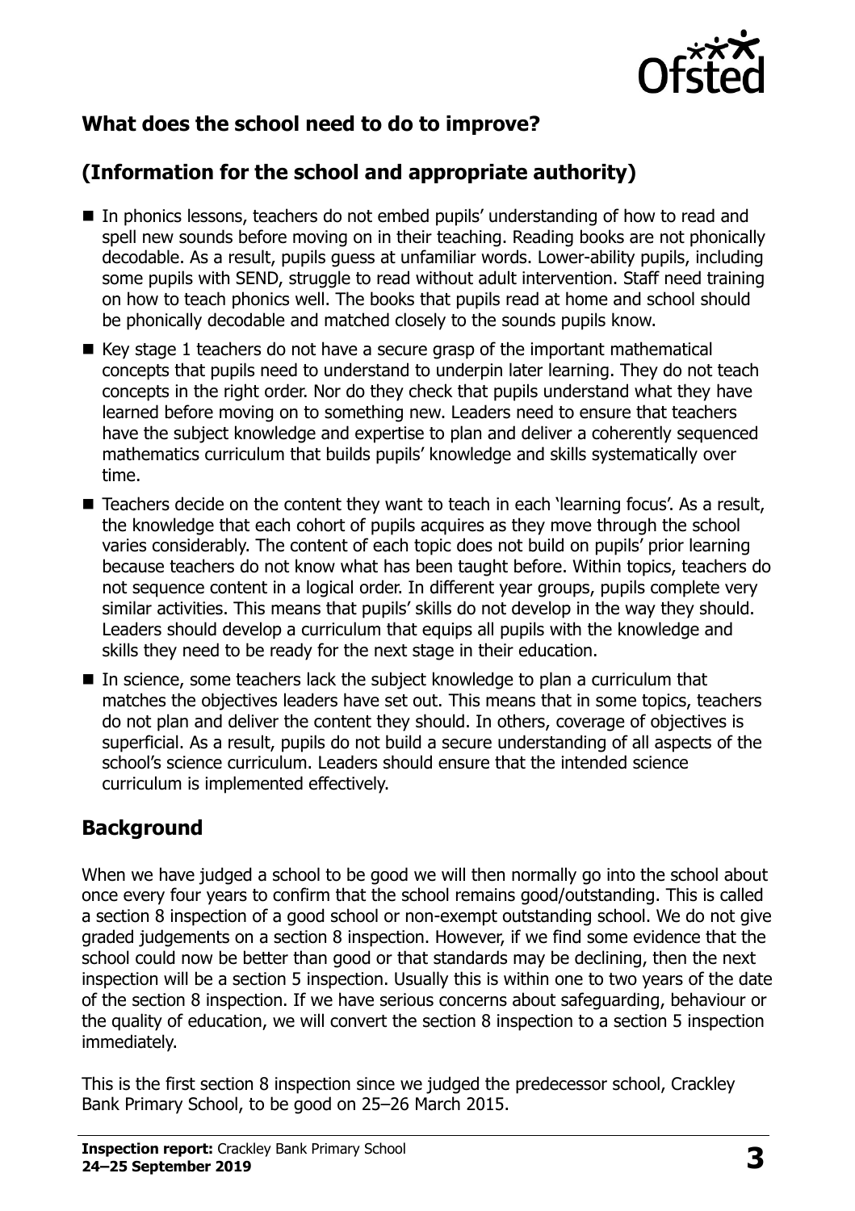## What does the school need to do to improve?

## (Information for the school and appropriate authority)

- In phonics lessons, teachers do not embed pupils' understanding of how to read and spell new sounds before moving on in their teaching. Reading books are not phonically decodable. As a result, pupils guess at unfamiliar words. Lower-ability pupils, including some pupils with SEND, struggle to read without adult intervention. Staff need training on how to teach phonics well. The books that pupils read at home and school should be phonically decodable and matched closely to the sounds pupils know.
- Key stage 1 teachers do not have a secure grasp of the important mathematical concepts that pupils need to understand to underpin later learning. They do not teach concepts in the right order. Nor do they check that pupils understand what they have learned before moving on to something new. Leaders need to ensure that teachers have the subject knowledge and expertise to plan and deliver a coherently sequenced mathematics curriculum that builds pupils' knowledge and skills systematically over time.
- Teachers decide on the content they want to teach in each 'learning focus'. As a result, the knowledge that each cohort of pupils acquires as they move through the school varies considerably. The content of each topic does not build on pupils' prior learning because teachers do not know what has been taught before. Within topics, teachers do not sequence content in a logical order. In different year groups, pupils complete very similar activities. This means that pupils' skills do not develop in the way they should. Leaders should develop a curriculum that equips all pupils with the knowledge and skills they need to be ready for the next stage in their education.
- In science, some teachers lack the subject knowledge to plan a curriculum that matches the objectives leaders have set out. This means that in some topics, teachers do not plan and deliver the content they should. In others, coverage of objectives is superficial. As a result, pupils do not build a secure understanding of all aspects of the school's science curriculum. Leaders should ensure that the intended science curriculum is implemented effectively.

## Background

When we have judged a school to be good we will then normally go into the school about once every four years to confirm that the school remains good/outstanding. This is called a section 8 inspection of a good school or non-exempt outstanding school. We do not give graded judgements on a section 8 inspection. However, if we find some evidence that the school could now be better than good or that standards may be declining, then the next inspection will be a section 5 inspection. Usually this is within one to two years of the date of the section 8 inspection. If we have serious concerns about safeguarding, behaviour or the quality of education, we will convert the section 8 inspection to a section 5 inspection immediately.

This is the first section 8 inspection since we judged the predecessor school, Crackley Bank Primary School, to be good on 25–26 March 2015.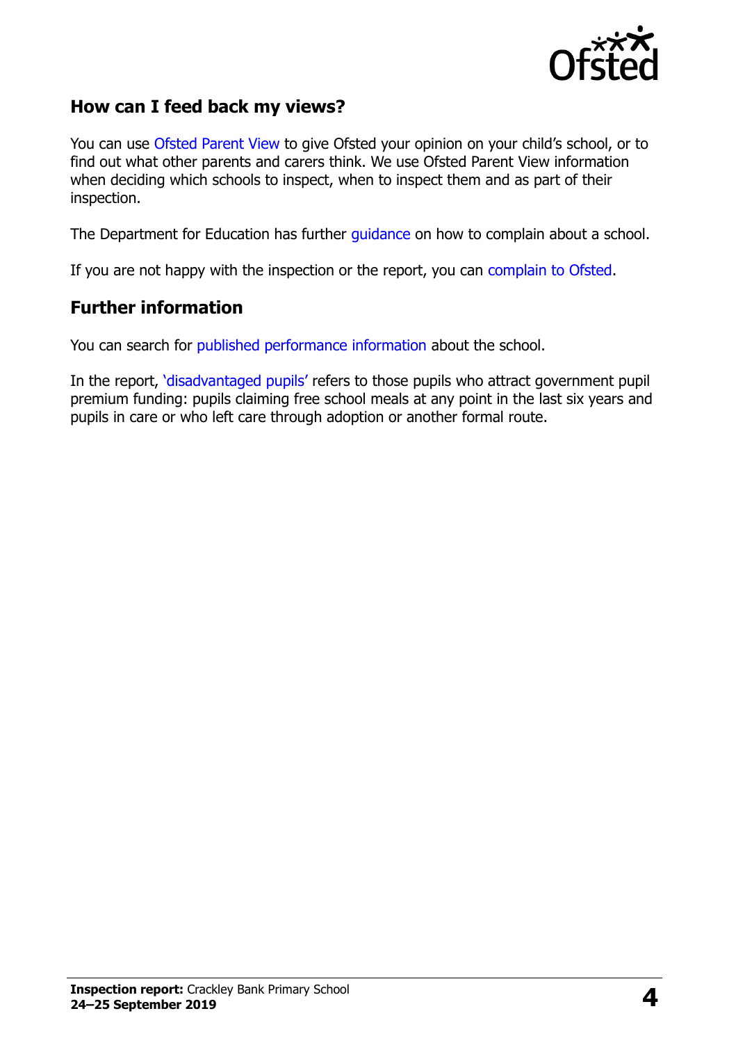## How can I feed back my views?

You can use Ofsted Parent View to give Ofsted your opinion on your child's school, or to find out what other parents and carers think. We use Ofsted Parent View information when deciding which schools to inspect, when to inspect them and as part of their inspection.

The Department for Education has further guidance on how to complain about a school.

If you are not happy with the inspection or the report, you can complain to Ofsted.

## Further information

You can search for published performance information about the school.

In the report, 'disadvantaged pupils' refers to those pupils who attract government pupil premium funding: pupils claiming free school meals at any point in the last six years and pupils in care or who left care through adoption or another formal route.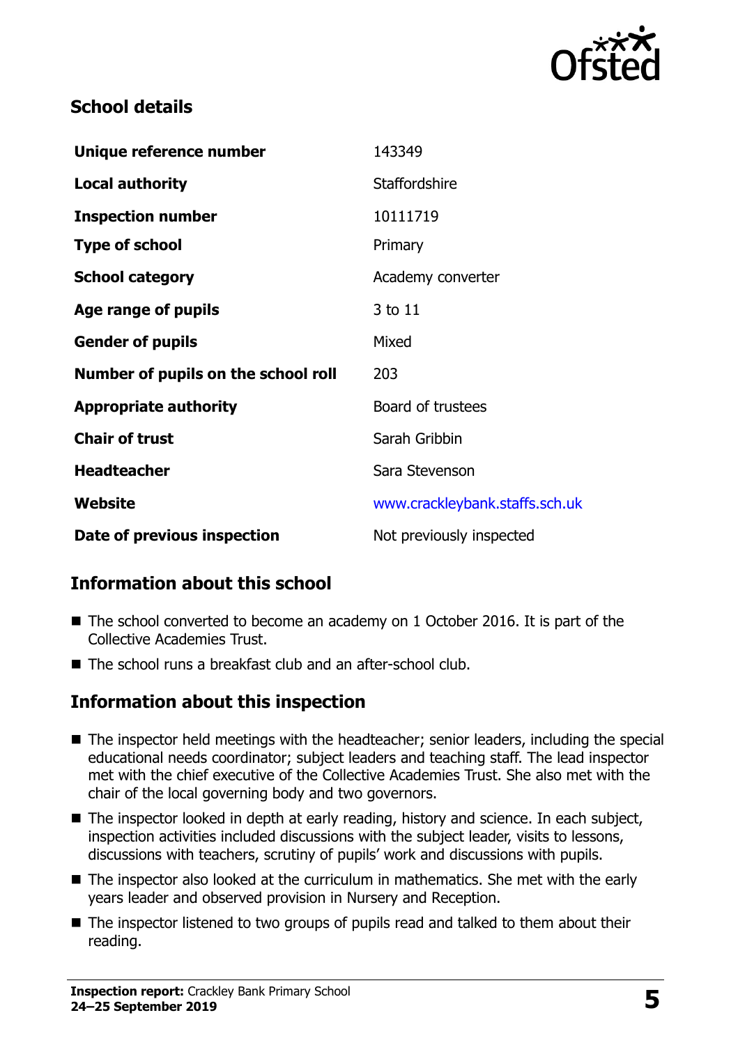## School details

| | |
|---|---|
| **Unique reference number** | 143349 |
| **Local authority** | Staffordshire |
| **Inspection number** | 10111719 |
| **Type of school** | Primary |
| **School category** | Academy converter |
| **Age range of pupils** | 3 to 11 |
| **Gender of pupils** | Mixed |
| **Number of pupils on the school roll** | 203 |
| **Appropriate authority** | Board of trustees |
| **Chair of trust** | Sarah Gribbin |
| **Headteacher** | Sara Stevenson |
| **Website** | www.crackleybank.staffs.sch.uk |
| **Date of previous inspection** | Not previously inspected |

## Information about this school

- The school converted to become an academy on 1 October 2016. It is part of the Collective Academies Trust.
- The school runs a breakfast club and an after-school club.

## Information about this inspection

- The inspector held meetings with the headteacher; senior leaders, including the special educational needs coordinator; subject leaders and teaching staff. The lead inspector met with the chief executive of the Collective Academies Trust. She also met with the chair of the local governing body and two governors.
- The inspector looked in depth at early reading, history and science. In each subject, inspection activities included discussions with the subject leader, visits to lessons, discussions with teachers, scrutiny of pupils' work and discussions with pupils.
- The inspector also looked at the curriculum in mathematics. She met with the early years leader and observed provision in Nursery and Reception.
- The inspector listened to two groups of pupils read and talked to them about their reading.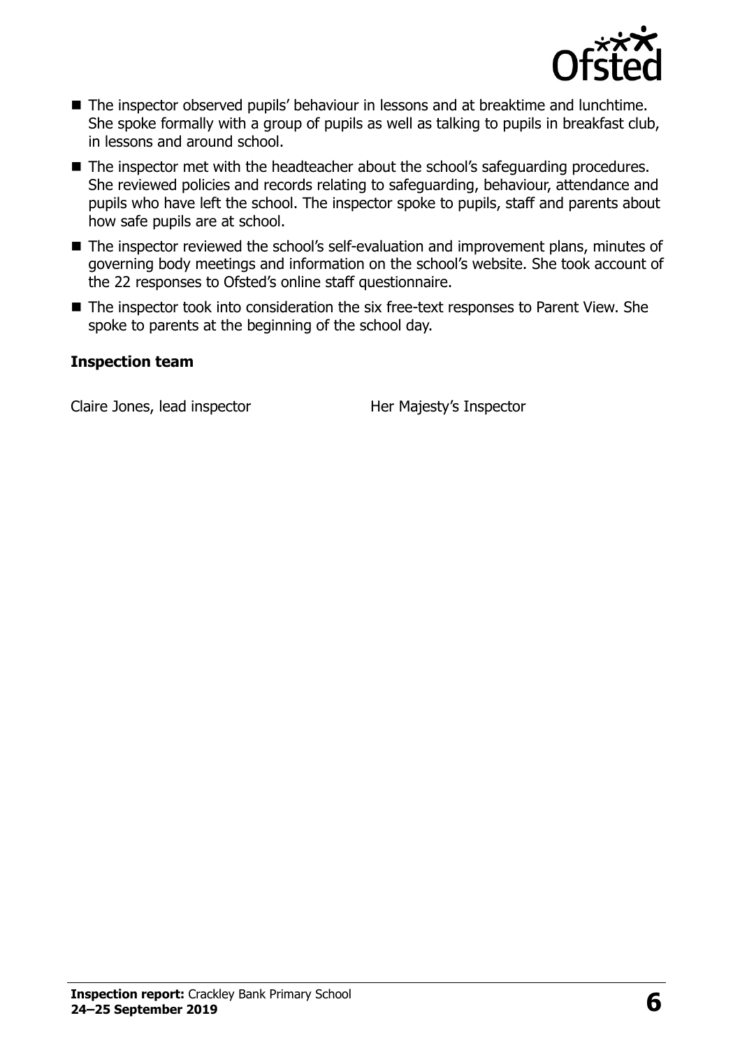- The inspector observed pupils' behaviour in lessons and at breaktime and lunchtime. She spoke formally with a group of pupils as well as talking to pupils in breakfast club, in lessons and around school.
- The inspector met with the headteacher about the school's safeguarding procedures. She reviewed policies and records relating to safeguarding, behaviour, attendance and pupils who have left the school. The inspector spoke to pupils, staff and parents about how safe pupils are at school.
- The inspector reviewed the school's self-evaluation and improvement plans, minutes of governing body meetings and information on the school's website. She took account of the 22 responses to Ofsted's online staff questionnaire.
- The inspector took into consideration the six free-text responses to Parent View. She spoke to parents at the beginning of the school day.

**Inspection team**

| | |
|---|---|
| Claire Jones, lead inspector | Her Majesty's Inspector |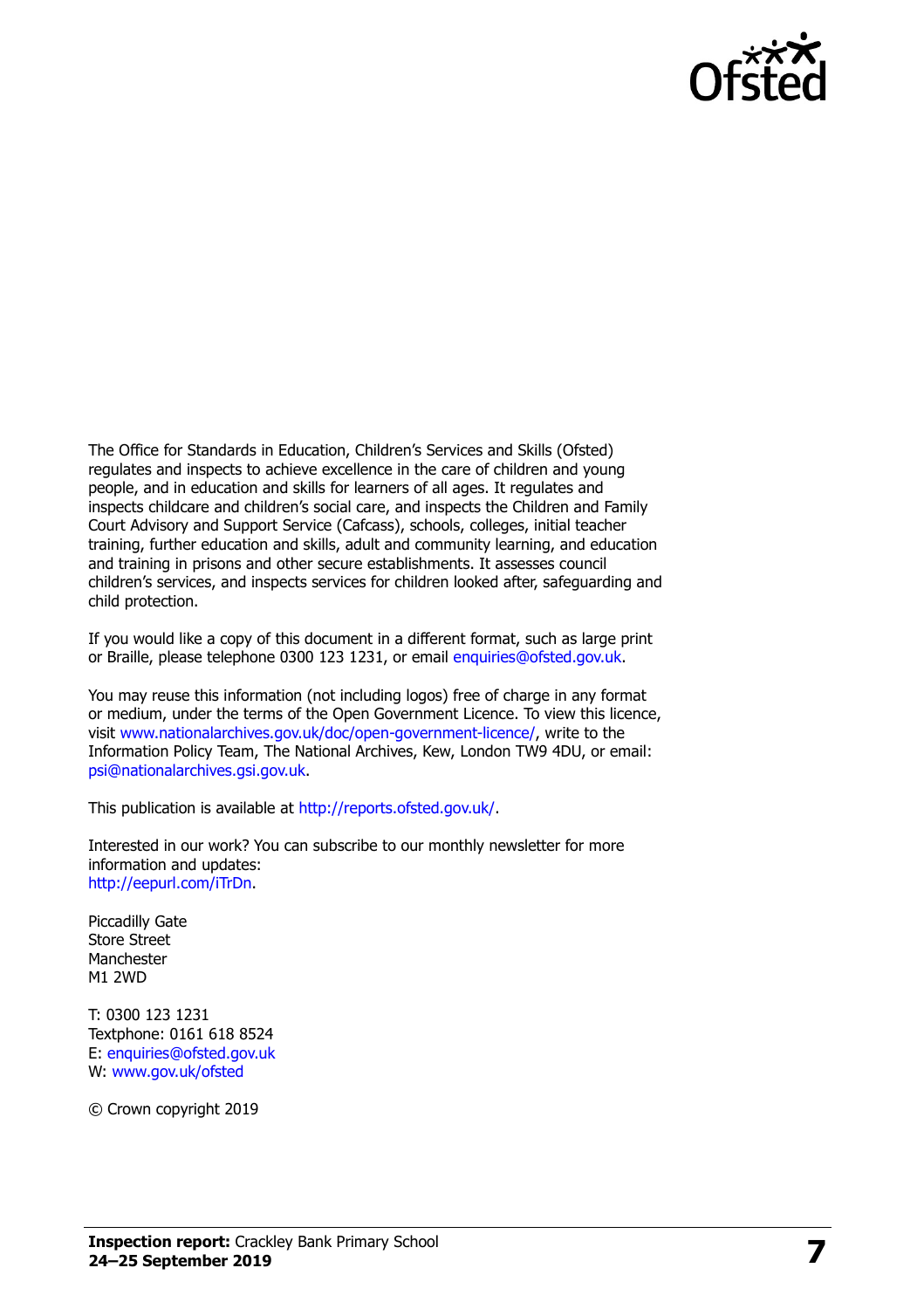The Office for Standards in Education, Children's Services and Skills (Ofsted) regulates and inspects to achieve excellence in the care of children and young people, and in education and skills for learners of all ages. It regulates and inspects childcare and children's social care, and inspects the Children and Family Court Advisory and Support Service (Cafcass), schools, colleges, initial teacher training, further education and skills, adult and community learning, and education and training in prisons and other secure establishments. It assesses council children's services, and inspects services for children looked after, safeguarding and child protection.

If you would like a copy of this document in a different format, such as large print or Braille, please telephone 0300 123 1231, or email enquiries@ofsted.gov.uk.

You may reuse this information (not including logos) free of charge in any format or medium, under the terms of the Open Government Licence. To view this licence, visit www.nationalarchives.gov.uk/doc/open-government-licence/, write to the Information Policy Team, The National Archives, Kew, London TW9 4DU, or email: psi@nationalarchives.gsi.gov.uk.

This publication is available at http://reports.ofsted.gov.uk/.

Interested in our work? You can subscribe to our monthly newsletter for more information and updates:
http://eepurl.com/iTrDn.

Piccadilly Gate
Store Street
Manchester
M1 2WD

T: 0300 123 1231
Textphone: 0161 618 8524
E: enquiries@ofsted.gov.uk
W: www.gov.uk/ofsted

© Crown copyright 2019